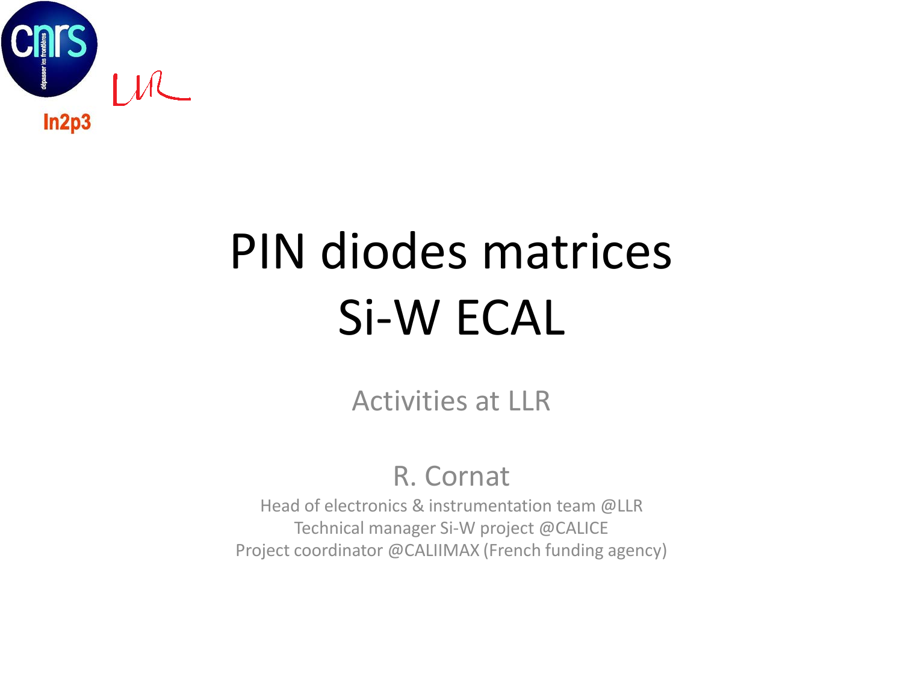# PIN diodes matrices
# Si-W ECAL

Activities at LLR

R. Cornat

Head of electronics & instrumentation team @LLR
Technical manager Si-W project @CALICE
Project coordinator @CALIIMAX (French funding agency)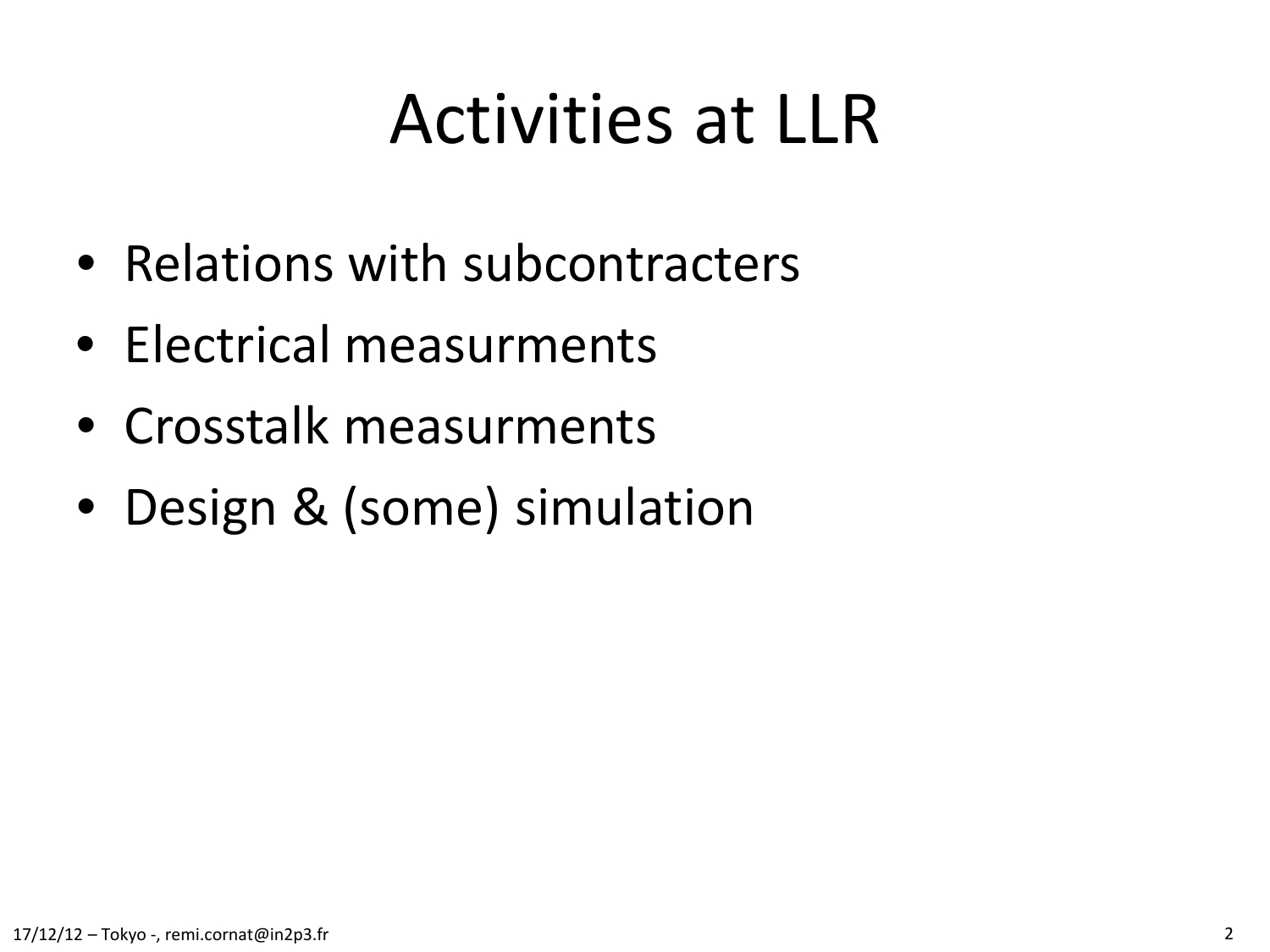# Activities at LLR

- Relations with subcontracters
- Electrical measurments
- Crosstalk measurments
- Design & (some) simulation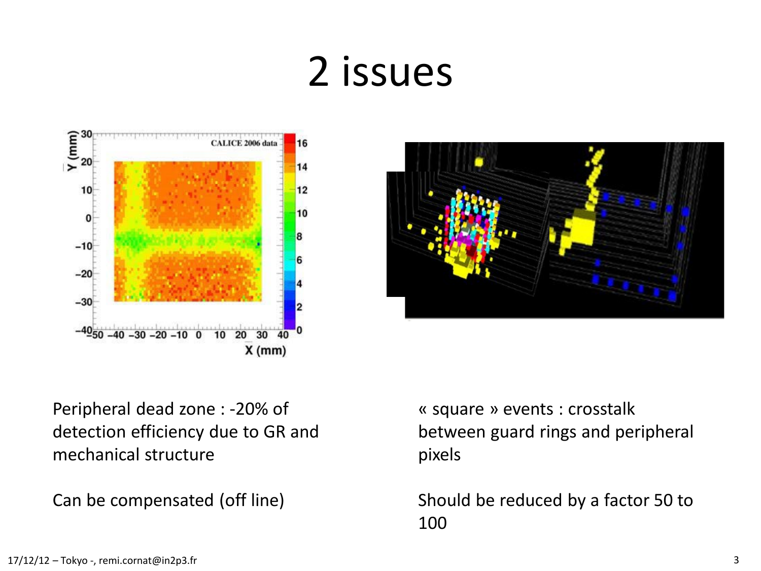# 2 issues

Peripheral dead zone : -20% of detection efficiency due to GR and mechanical structure

Can be compensated (off line)

« square » events : crosstalk between guard rings and peripheral pixels

Should be reduced by a factor 50 to 100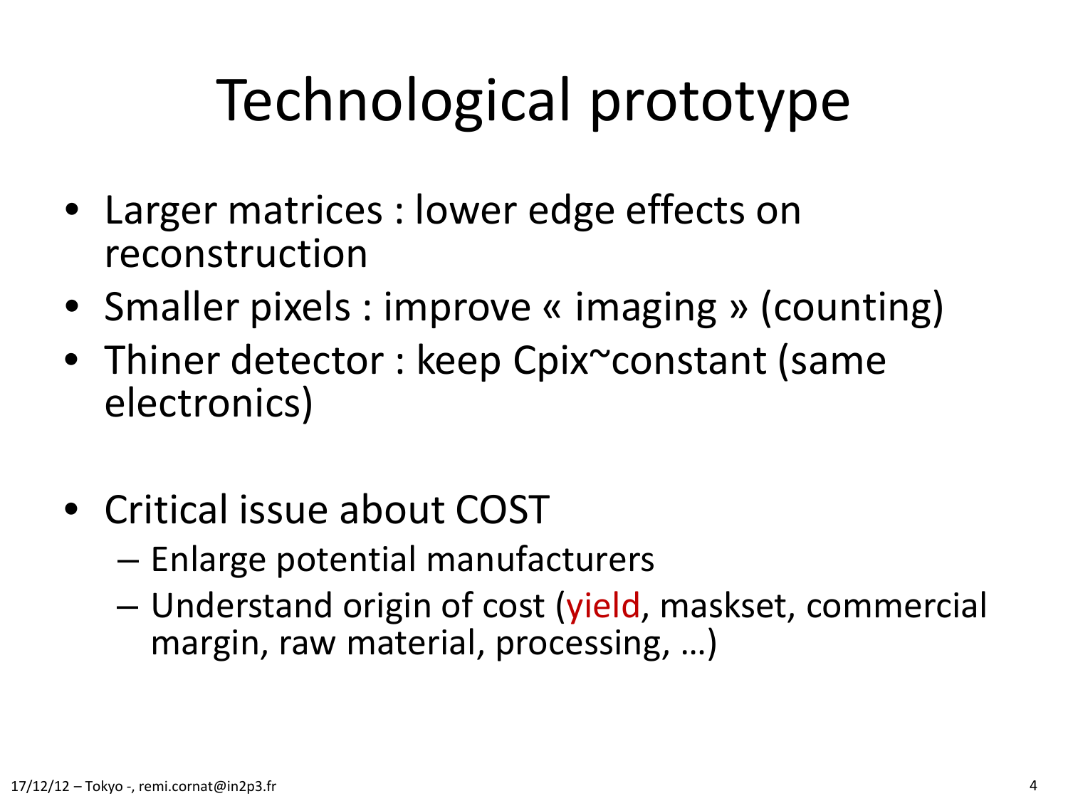# Technological prototype

- Larger matrices : lower edge effects on reconstruction
- Smaller pixels : improve « imaging » (counting)
- Thiner detector : keep Cpix~constant (same electronics)

- Critical issue about COST
  - Enlarge potential manufacturers
  - Understand origin of cost (yield, maskset, commercial margin, raw material, processing, …)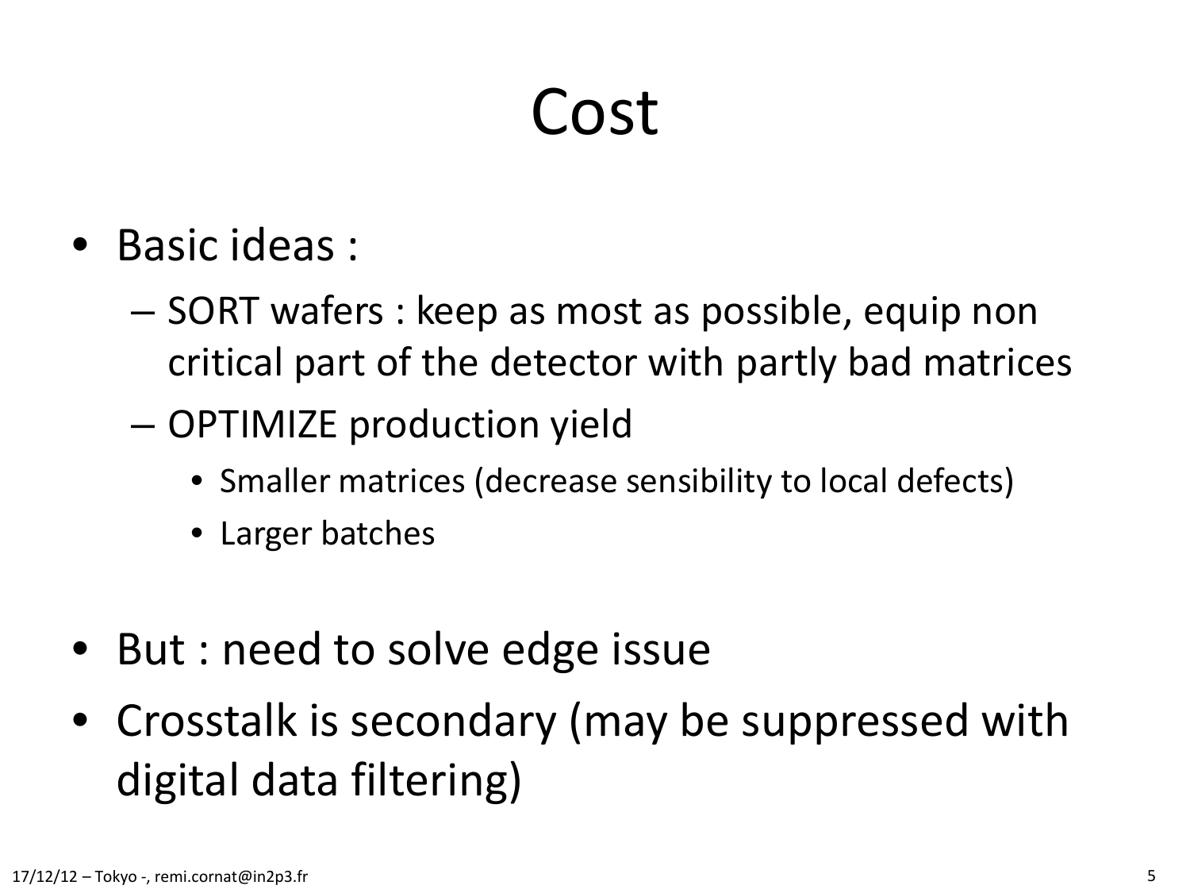# Cost

- Basic ideas :
  - SORT wafers : keep as most as possible, equip non critical part of the detector with partly bad matrices
  - OPTIMIZE production yield
    - Smaller matrices (decrease sensibility to local defects)
    - Larger batches

- But : need to solve edge issue
- Crosstalk is secondary (may be suppressed with digital data filtering)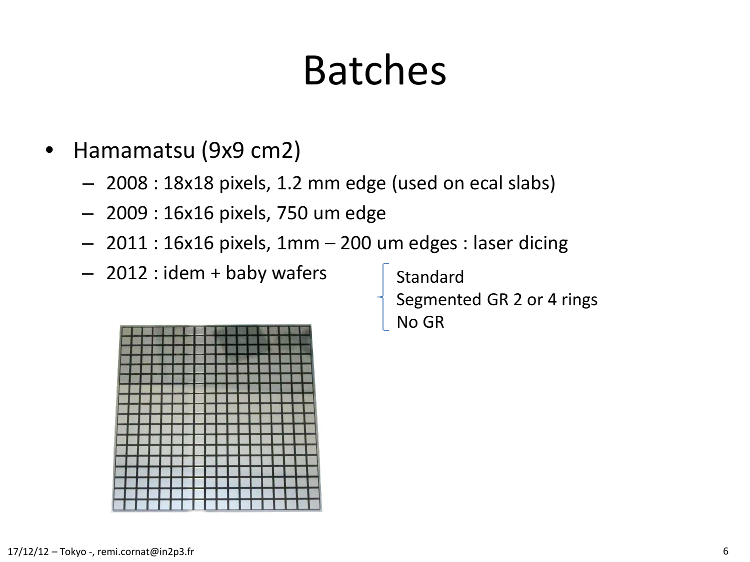# Batches

- Hamamatsu (9x9 cm2)
  - 2008 : 18x18 pixels, 1.2 mm edge (used on ecal slabs)
  - 2009 : 16x16 pixels, 750 um edge
  - 2011 : 16x16 pixels, 1mm – 200 um edges : laser dicing
  - 2012 : idem + baby wafers
    - Standard
    - Segmented GR 2 or 4 rings
    - No GR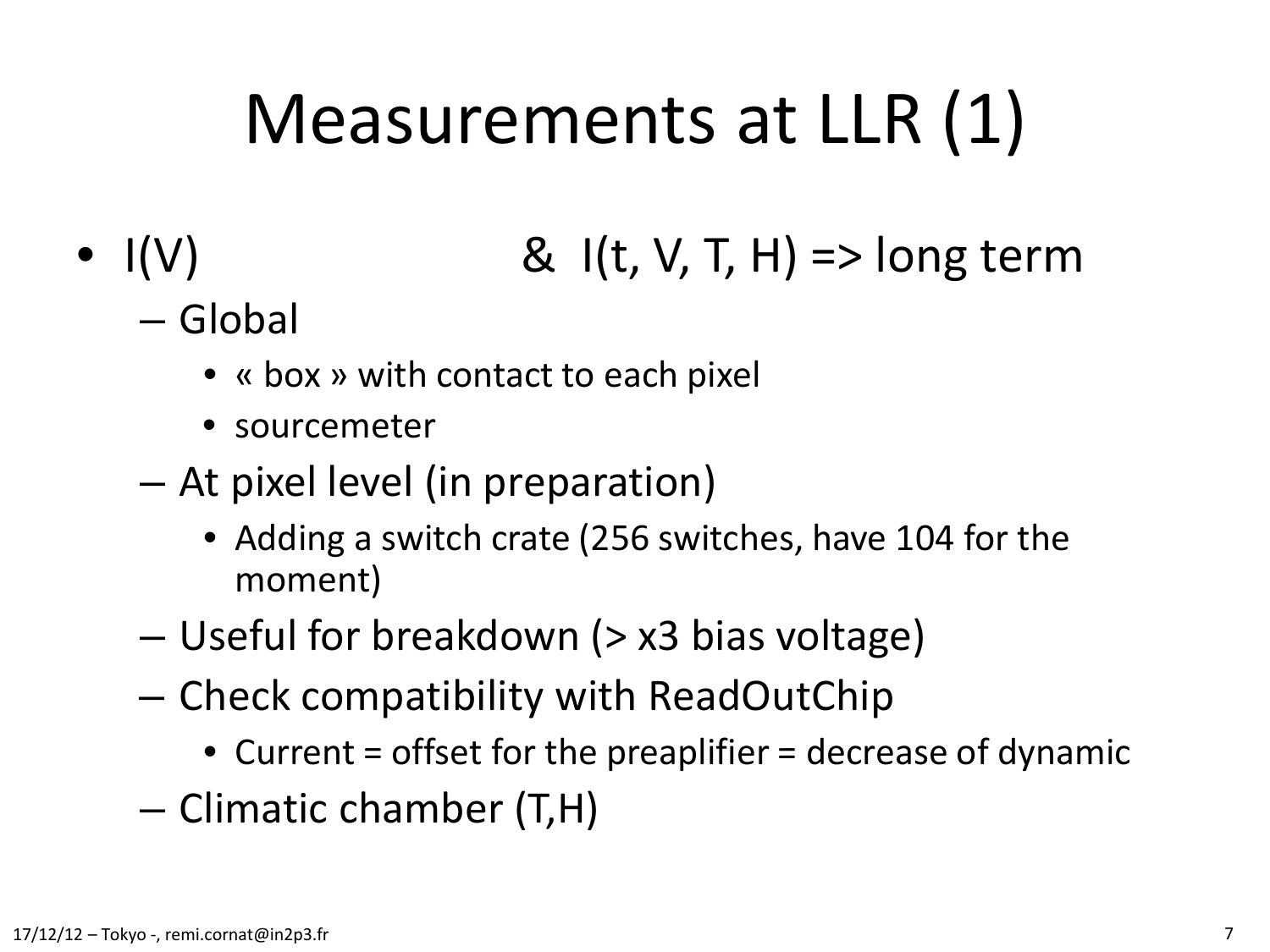# Measurements at LLR (1)

- I(V) & I(t, V, T, H) => long term
  - Global
    - « box » with contact to each pixel
    - sourcemeter
  - At pixel level (in preparation)
    - Adding a switch crate (256 switches, have 104 for the moment)
  - Useful for breakdown (> x3 bias voltage)
  - Check compatibility with ReadOutChip
    - Current = offset for the preaplifier = decrease of dynamic
  - Climatic chamber (T,H)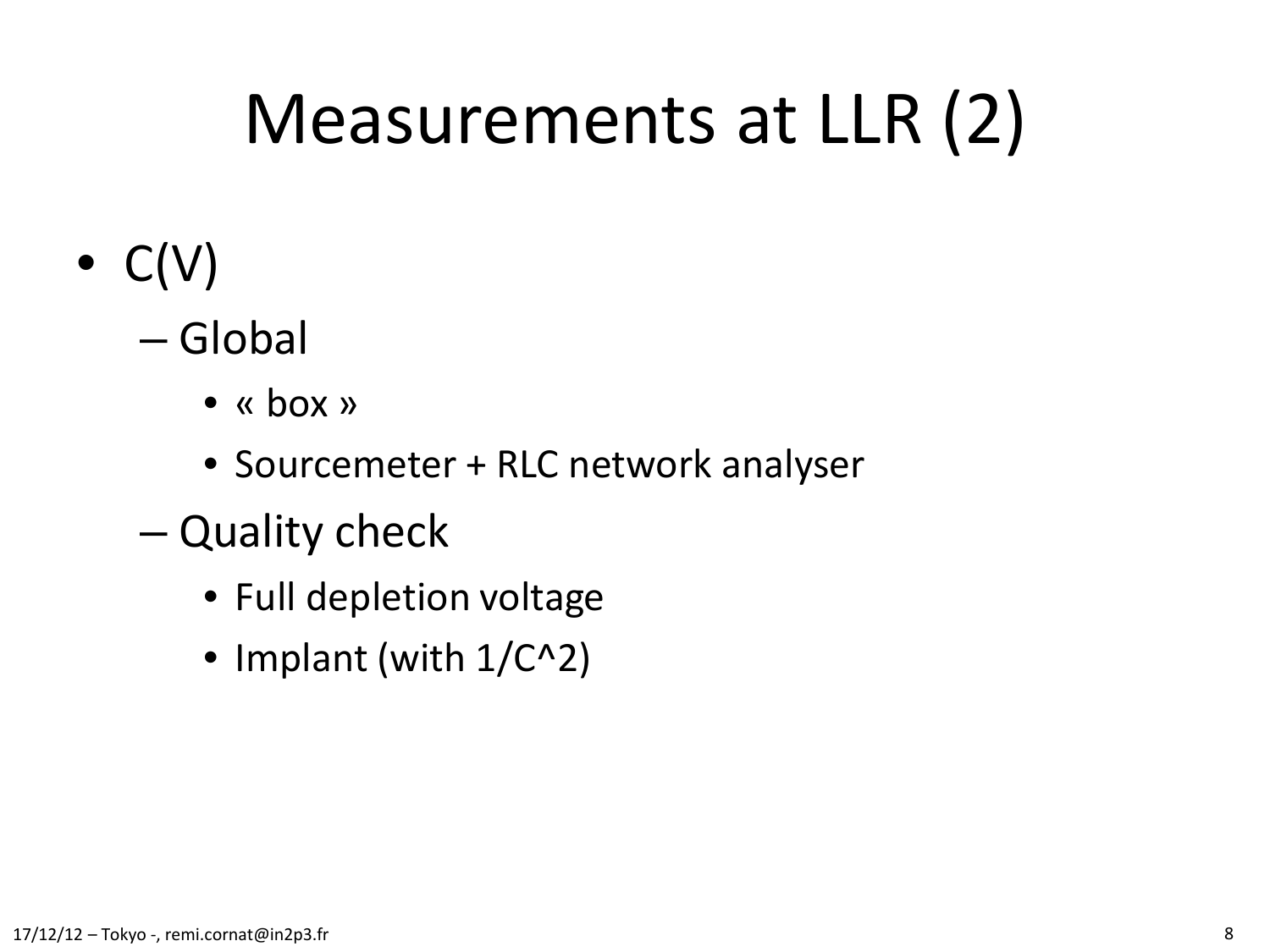# Measurements at LLR (2)

- C(V)
  - Global
    - « box »
    - Sourcemeter + RLC network analyser
  - Quality check
    - Full depletion voltage
    - Implant (with $1/C^2$)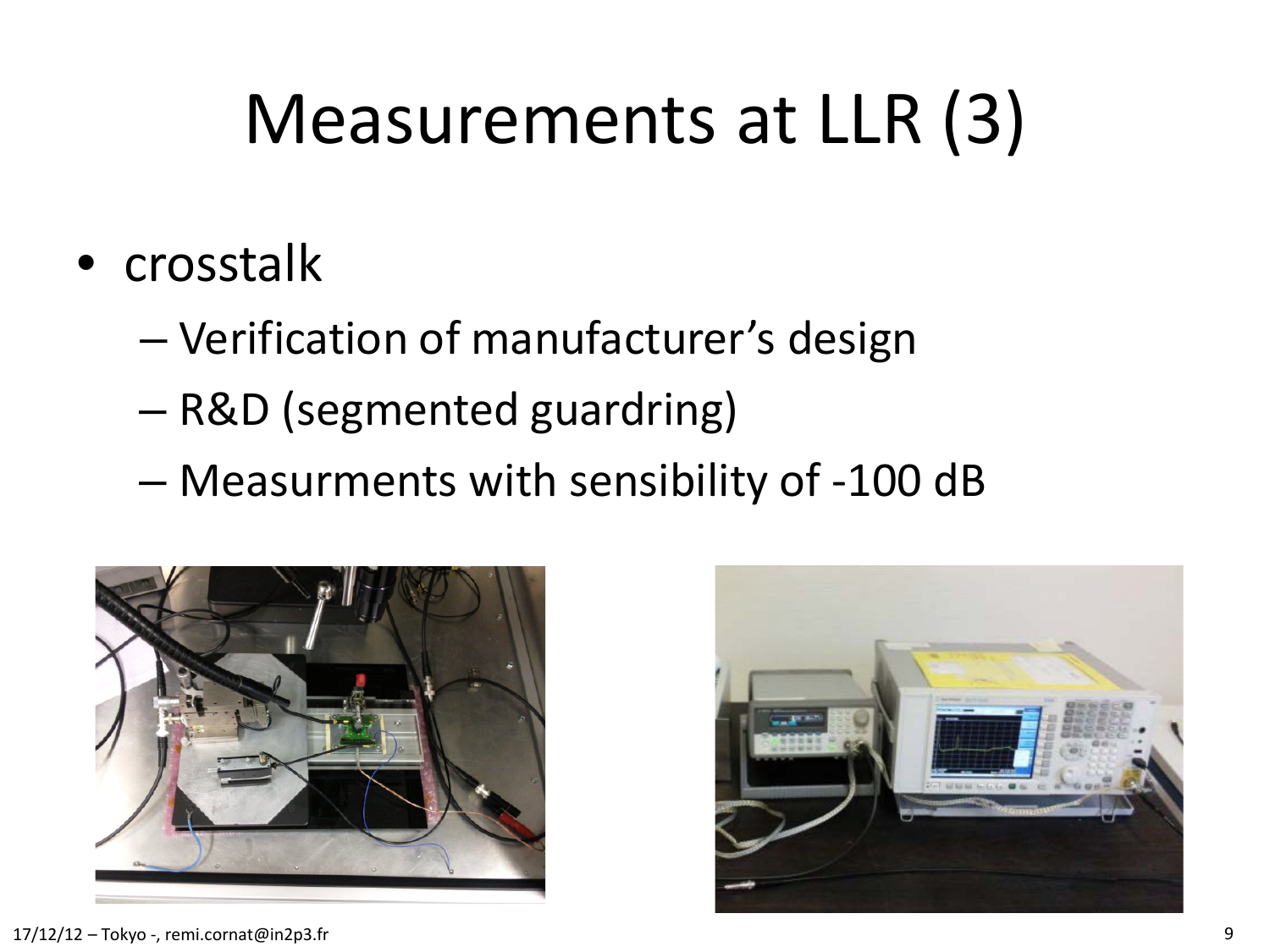# Measurements at LLR (3)

- crosstalk
  - Verification of manufacturer's design
  - R&D (segmented guardring)
  - Measurments with sensibility of -100 dB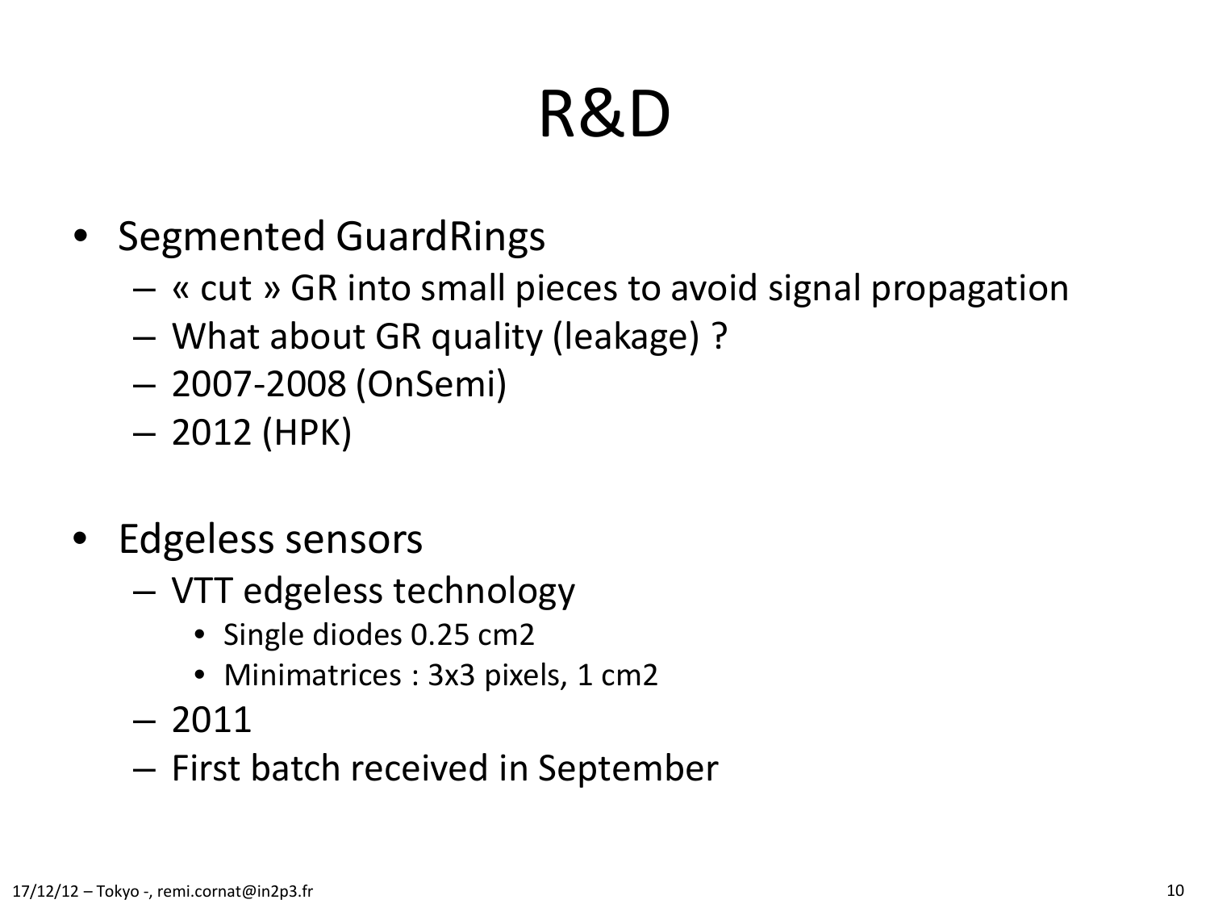# R&D

- Segmented GuardRings
  - « cut » GR into small pieces to avoid signal propagation
  - What about GR quality (leakage) ?
  - 2007-2008 (OnSemi)
  - 2012 (HPK)

- Edgeless sensors
  - VTT edgeless technology
    - Single diodes 0.25 cm2
    - Minimatrices : 3x3 pixels, 1 cm2
  - 2011
  - First batch received in September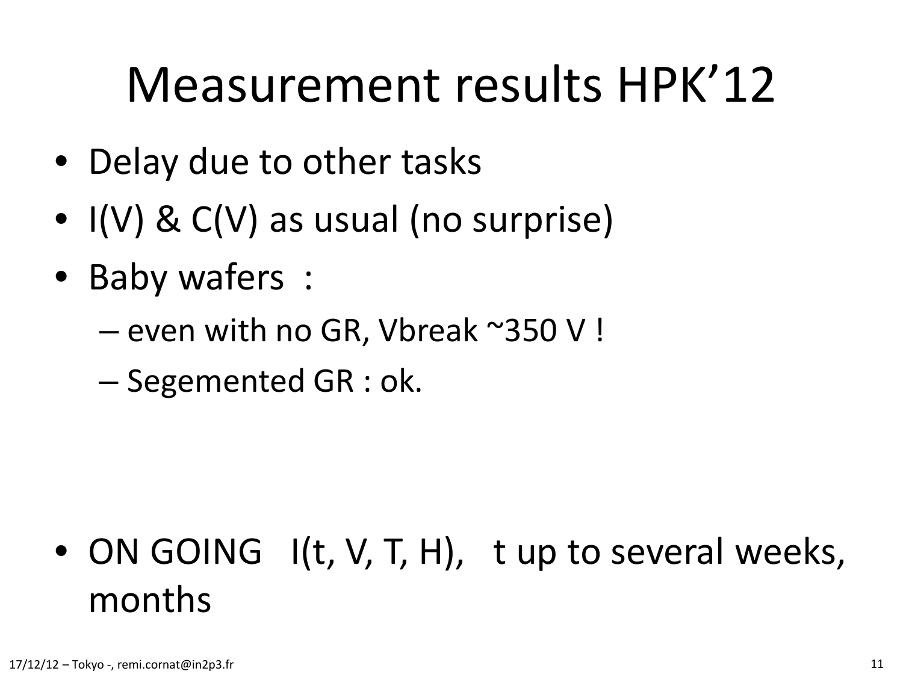# Measurement results HPK'12

- Delay due to other tasks
- I(V) & C(V) as usual (no surprise)
- Baby wafers :
  - even with no GR, Vbreak ~350 V !
  - Segemented GR : ok.

- ON GOING I(t, V, T, H), t up to several weeks, months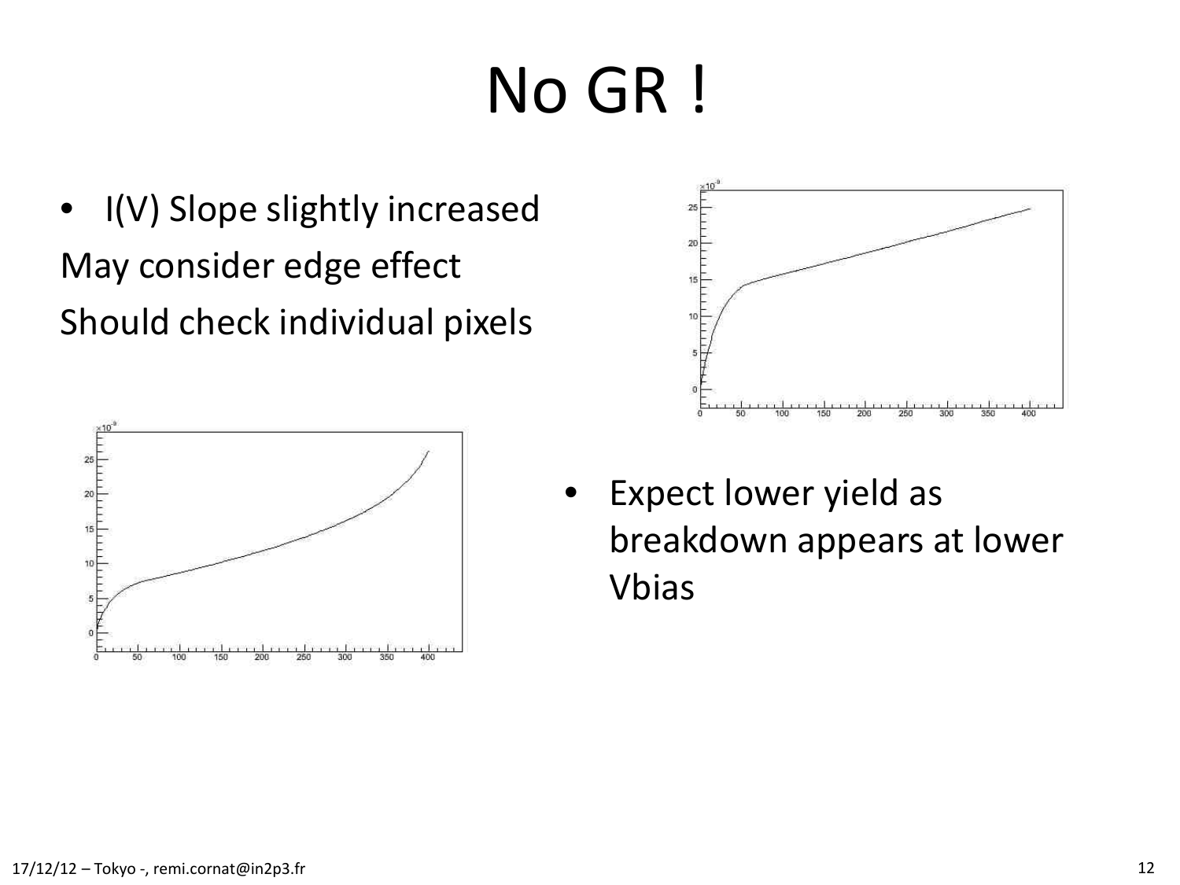# No GR !

- I(V) Slope slightly increased

May consider edge effect

Should check individual pixels

- Expect lower yield as breakdown appears at lower Vbias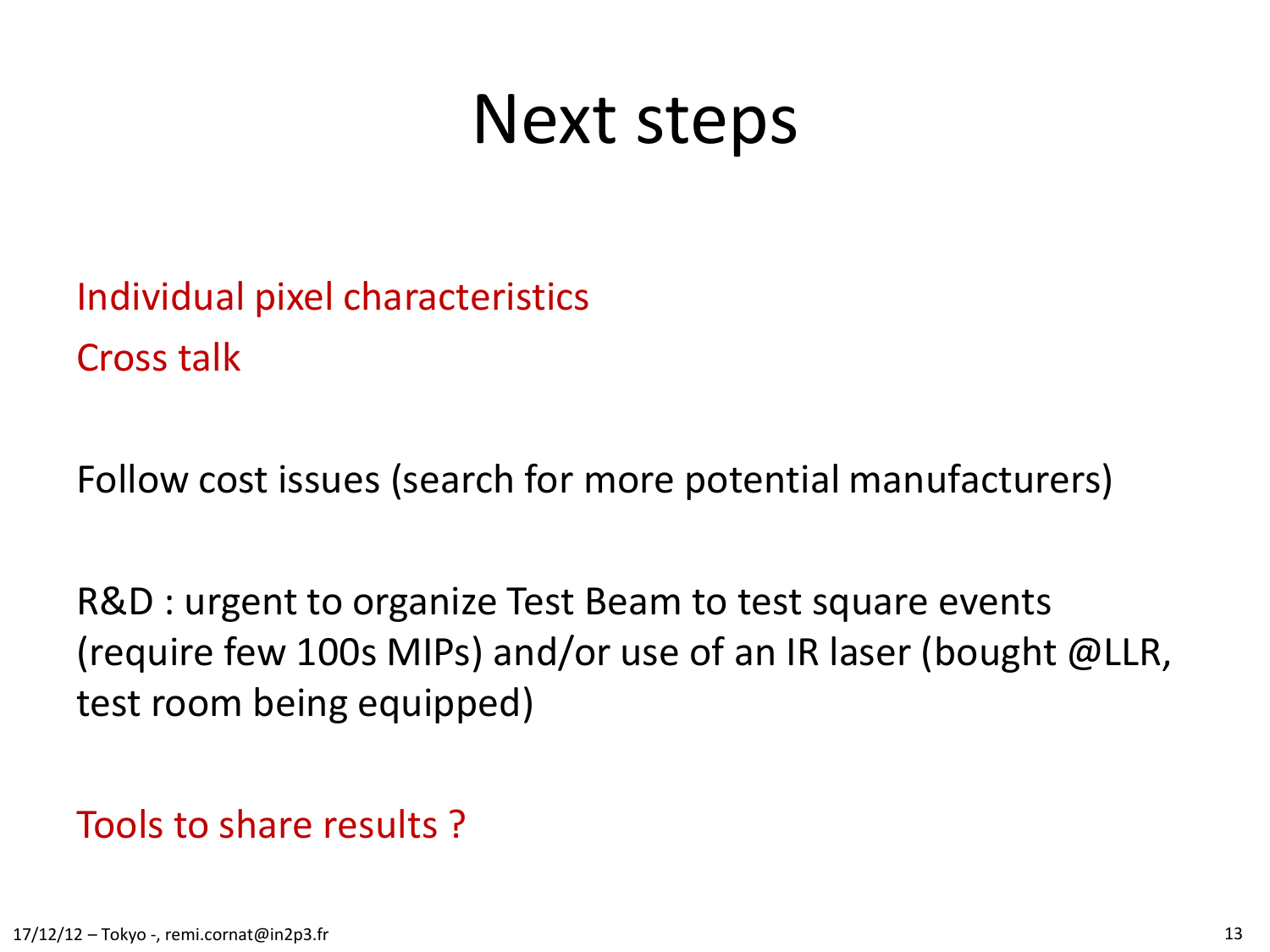# Next steps

Individual pixel characteristics

Cross talk

Follow cost issues (search for more potential manufacturers)

R&D : urgent to organize Test Beam to test square events (require few 100s MIPs) and/or use of an IR laser (bought @LLR, test room being equipped)

Tools to share results ?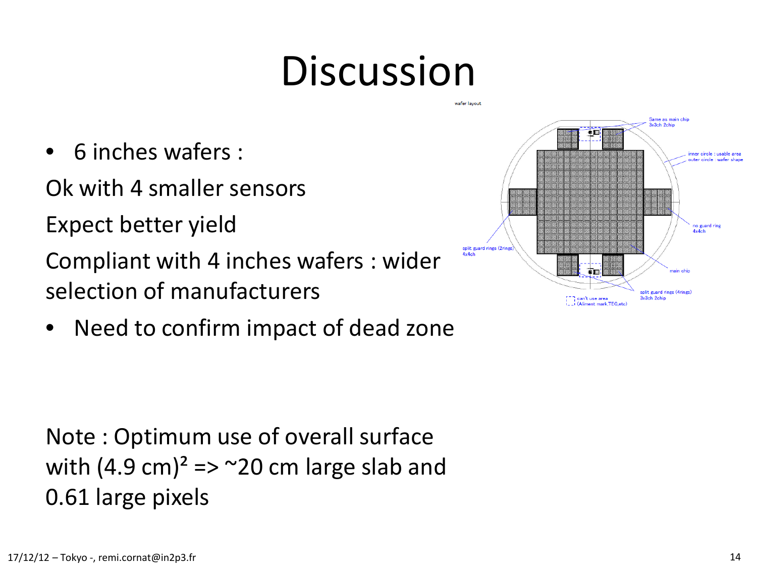# Discussion

- 6 inches wafers :

Ok with 4 smaller sensors

Expect better yield

Compliant with 4 inches wafers : wider selection of manufacturers

- Need to confirm impact of dead zone

wafer layout

Same as main chip
3x3ch 2chip

inner circle : usable area
outer circle : wafer shape

no guard ring
4x4ch

split guard rings (2rings)
4x4ch

main chip

split guard rings (4rings)
3x3ch 2chip

can't use area
(Aliment mark,TEG,etc)

Note : Optimum use of overall surface with (4.9 cm)² => ~20 cm large slab and 0.61 large pixels